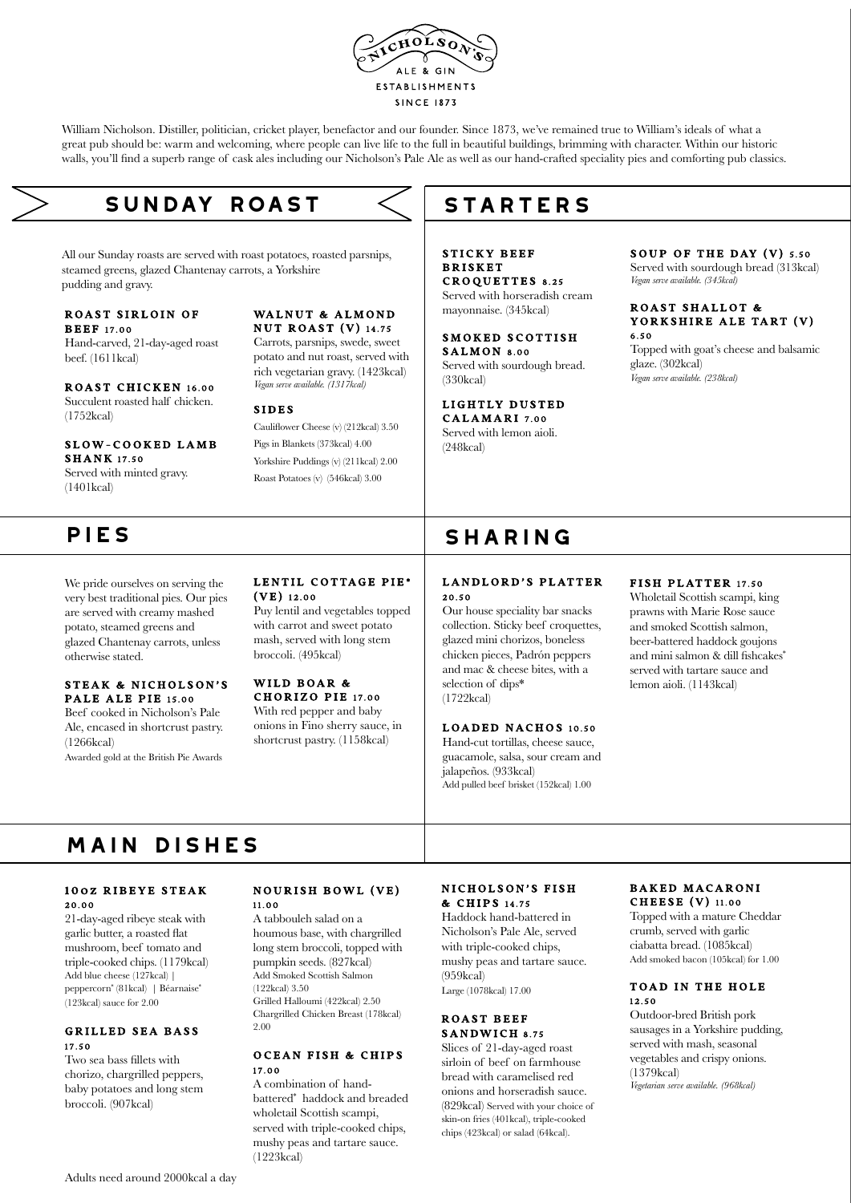NICHOLSON'S
ALE & GIN
ESTABLISHMENTS
SINCE 1873

William Nicholson. Distiller, politician, cricket player, benefactor and our founder. Since 1873, we've remained true to William's ideals of what a great pub should be: warm and welcoming, where people can live life to the full in beautiful buildings, brimming with character. Within our historic walls, you'll find a superb range of cask ales including our Nicholson's Pale Ale as well as our hand-crafted speciality pies and comforting pub classics.

## SUNDAY ROAST

All our Sunday roasts are served with roast potatoes, roasted parsnips, steamed greens, glazed Chantenay carrots, a Yorkshire pudding and gravy.

### ROAST SIRLOIN OF BEEF 17.00
Hand-carved, 21-day-aged roast beef. (1611kcal)

### ROAST CHICKEN 16.00
Succulent roasted half chicken. (1752kcal)

### SLOW-COOKED LAMB SHANK 17.50
Served with minted gravy. (1401kcal)

### WALNUT & ALMOND NUT ROAST (V) 14.75
Carrots, parsnips, swede, sweet potato and nut roast, served with rich vegetarian gravy. (1423kcal)
*Vegan serve available. (1317kcal)*

### SIDES
Cauliflower Cheese (v) (212kcal) 3.50
Pigs in Blankets (373kcal) 4.00
Yorkshire Puddings (v) (211kcal) 2.00
Roast Potatoes (v) (546kcal) 3.00

## STARTERS

### STICKY BEEF BRISKET CROQUETTES 8.25
Served with horseradish cream mayonnaise. (345kcal)

### SMOKED SCOTTISH SALMON 8.00
Served with sourdough bread. (330kcal)

### LIGHTLY DUSTED CALAMARI 7.00
Served with lemon aioli. (248kcal)

### SOUP OF THE DAY (V) 5.50
Served with sourdough bread (313kcal)
*Vegan serve available. (345kcal)*

### ROAST SHALLOT & YORKSHIRE ALE TART (V) 6.50
Topped with goat's cheese and balsamic glaze. (302kcal)
*Vegan serve available. (238kcal)*

## PIES

We pride ourselves on serving the very best traditional pies. Our pies are served with creamy mashed potato, steamed greens and glazed Chantenay carrots, unless otherwise stated.

### STEAK & NICHOLSON'S PALE ALE PIE 15.00
Beef cooked in Nicholson's Pale Ale, encased in shortcrust pastry. (1266kcal)
Awarded gold at the British Pie Awards

### LENTIL COTTAGE PIE* (VE) 12.00
Puy lentil and vegetables topped with carrot and sweet potato mash, served with long stem broccoli. (495kcal)

### WILD BOAR & CHORIZO PIE 17.00
With red pepper and baby onions in Fino sherry sauce, in shortcrust pastry. (1158kcal)

## SHARING

### LANDLORD'S PLATTER 20.50
Our house speciality bar snacks collection. Sticky beef croquettes, glazed mini chorizos, boneless chicken pieces, Padrón peppers and mac & cheese bites, with a selection of dips* (1722kcal)

### LOADED NACHOS 10.50
Hand-cut tortillas, cheese sauce, guacamole, salsa, sour cream and jalapeños. (933kcal)
Add pulled beef brisket (152kcal) 1.00

### FISH PLATTER 17.50
Wholetail Scottish scampi, king prawns with Marie Rose sauce and smoked Scottish salmon, beer-battered haddock goujons and mini salmon & dill fishcakes* served with tartare sauce and lemon aioli. (1143kcal)

## MAIN DISHES

### 10OZ RIBEYE STEAK 20.00
21-day-aged ribeye steak with garlic butter, a roasted flat mushroom, beef tomato and triple-cooked chips. (1179kcal)
Add blue cheese (127kcal) | peppercorn* (81kcal) | Béarnaise* (123kcal) sauce for 2.00

### GRILLED SEA BASS 17.50
Two sea bass fillets with chorizo, chargrilled peppers, baby potatoes and long stem broccoli. (907kcal)

### NOURISH BOWL (VE) 11.00
A tabbouleh salad on a houmous base, with chargrilled long stem broccoli, topped with pumpkin seeds. (827kcal)
Add Smoked Scottish Salmon (122kcal) 3.50
Grilled Halloumi (422kcal) 2.50
Chargrilled Chicken Breast (178kcal) 2.00

### OCEAN FISH & CHIPS 17.00
A combination of hand-battered* haddock and breaded wholetail Scottish scampi, served with triple-cooked chips, mushy peas and tartare sauce. (1223kcal)

### NICHOLSON'S FISH & CHIPS 14.75
Haddock hand-battered in Nicholson's Pale Ale, served with triple-cooked chips, mushy peas and tartare sauce. (959kcal)
Large (1078kcal) 17.00

### ROAST BEEF SANDWICH 8.75
Slices of 21-day-aged roast sirloin of beef on farmhouse bread with caramelised red onions and horseradish sauce. (829kcal) Served with your choice of skin-on fries (401kcal), triple-cooked chips (423kcal) or salad (64kcal).

### BAKED MACARONI CHEESE (V) 11.00
Topped with a mature Cheddar crumb, served with garlic ciabatta bread. (1085kcal)
Add smoked bacon (105kcal) for 1.00

### TOAD IN THE HOLE 12.50
Outdoor-bred British pork sausages in a Yorkshire pudding, served with mash, seasonal vegetables and crispy onions. (1379kcal)
*Vegetarian serve available. (968kcal)*

Adults need around 2000kcal a day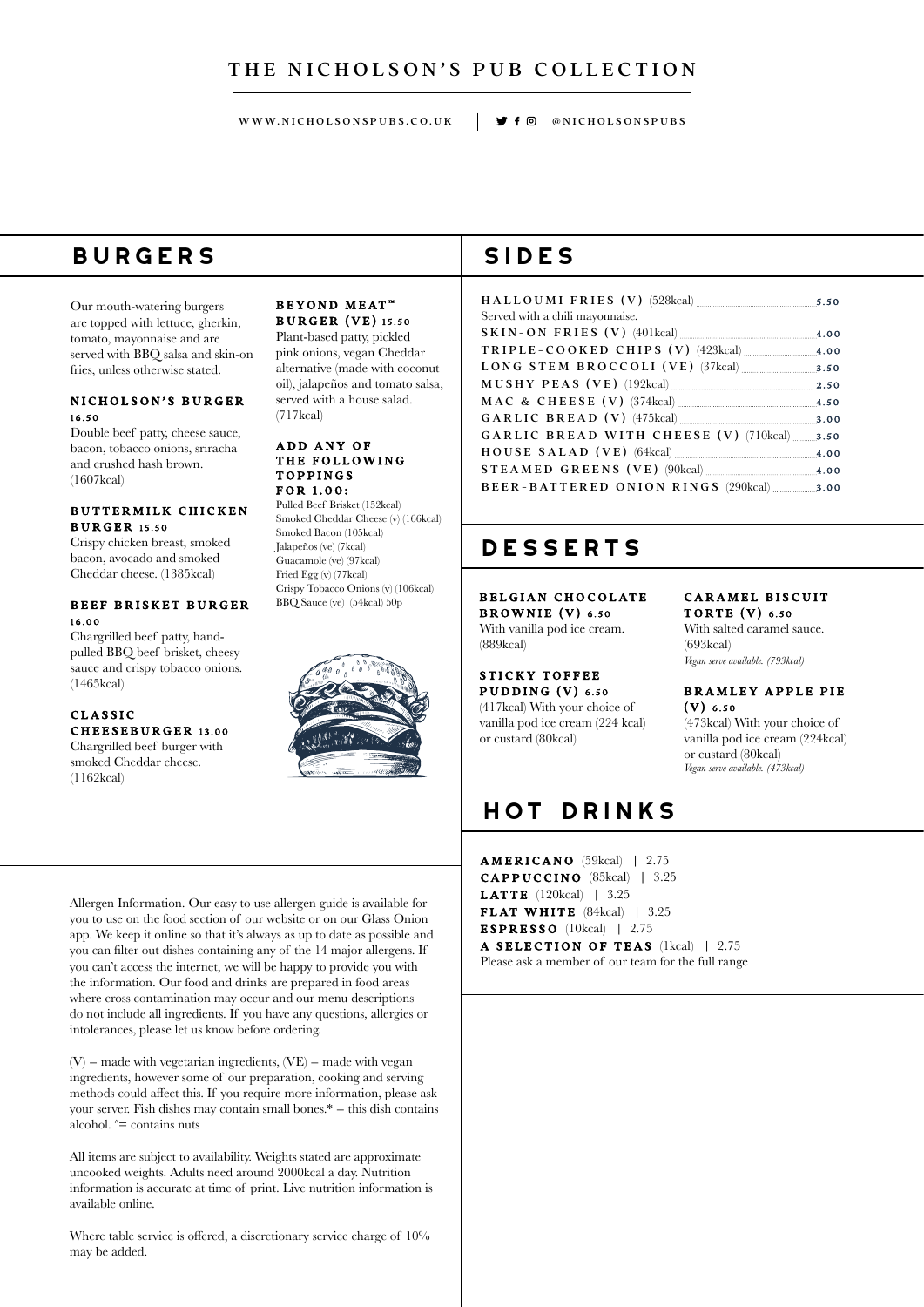# THE NICHOLSON'S PUB COLLECTION

WWW.NICHOLSONSPUBS.CO.UK | @NICHOLSONSPUBS

## BURGERS

Our mouth-watering burgers are topped with lettuce, gherkin, tomato, mayonnaise and are served with BBQ salsa and skin-on fries, unless otherwise stated.

### NICHOLSON'S BURGER 16.50

Double beef patty, cheese sauce, bacon, tobacco onions, sriracha and crushed hash brown. (1607kcal)

### BUTTERMILK CHICKEN BURGER 15.50

Crispy chicken breast, smoked bacon, avocado and smoked Cheddar cheese. (1385kcal)

### BEEF BRISKET BURGER 16.00

Chargrilled beef patty, hand-pulled BBQ beef brisket, cheesy sauce and crispy tobacco onions. (1465kcal)

### CLASSIC CHEESEBURGER 13.00

Chargrilled beef burger with smoked Cheddar cheese. (1162kcal)

### BEYOND MEAT™ BURGER (VE) 15.50

Plant-based patty, pickled pink onions, vegan Cheddar alternative (made with coconut oil), jalapeños and tomato salsa, served with a house salad. (717kcal)

### ADD ANY OF THE FOLLOWING TOPPINGS FOR 1.00:

Pulled Beef Brisket (152kcal)
Smoked Cheddar Cheese (v) (166kcal)
Smoked Bacon (105kcal)
Jalapeños (ve) (7kcal)
Guacamole (ve) (97kcal)
Fried Egg (v) (77kcal)
Crispy Tobacco Onions (v) (106kcal)
BBQ Sauce (ve) (54kcal) 50p

## SIDES

**HALLOUMI FRIES (V)** (528kcal) 5.50
Served with a chili mayonnaise.
**SKIN-ON FRIES (V)** (401kcal) 4.00
**TRIPLE-COOKED CHIPS (V)** (423kcal) 4.00
**LONG STEM BROCCOLI (VE)** (37kcal) 3.50
**MUSHY PEAS (VE)** (192kcal) 2.50
**MAC & CHEESE (V)** (374kcal) 4.50
**GARLIC BREAD (V)** (475kcal) 3.00
**GARLIC BREAD WITH CHEESE (V)** (710kcal) 3.50
**HOUSE SALAD (VE)** (64kcal) 4.00
**STEAMED GREENS (VE)** (90kcal) 4.00
**BEER-BATTERED ONION RINGS** (290kcal) 3.00

## DESSERTS

### BELGIAN CHOCOLATE BROWNIE (V) 6.50

With vanilla pod ice cream. (889kcal)

### STICKY TOFFEE PUDDING (V) 6.50

(417kcal) With your choice of vanilla pod ice cream (224 kcal) or custard (80kcal)

### CARAMEL BISCUIT TORTE (V) 6.50

With salted caramel sauce. (693kcal)
*Vegan serve available. (793kcal)*

### BRAMLEY APPLE PIE (V) 6.50

(473kcal) With your choice of vanilla pod ice cream (224kcal) or custard (80kcal)
*Vegan serve available. (473kcal)*

## HOT DRINKS

**AMERICANO** (59kcal) | 2.75
**CAPPUCCINO** (85kcal) | 3.25
**LATTE** (120kcal) | 3.25
**FLAT WHITE** (84kcal) | 3.25
**ESPRESSO** (10kcal) | 2.75
**A SELECTION OF TEAS** (1kcal) | 2.75
Please ask a member of our team for the full range

Allergen Information. Our easy to use allergen guide is available for you to use on the food section of our website or on our Glass Onion app. We keep it online so that it's always as up to date as possible and you can filter out dishes containing any of the 14 major allergens. If you can't access the internet, we will be happy to provide you with the information. Our food and drinks are prepared in food areas where cross contamination may occur and our menu descriptions do not include all ingredients. If you have any questions, allergies or intolerances, please let us know before ordering.

(V) = made with vegetarian ingredients, (VE) = made with vegan ingredients, however some of our preparation, cooking and serving methods could affect this. If you require more information, please ask your server. Fish dishes may contain small bones.* = this dish contains alcohol. ^= contains nuts

All items are subject to availability. Weights stated are approximate uncooked weights. Adults need around 2000kcal a day. Nutrition information is accurate at time of print. Live nutrition information is available online.

Where table service is offered, a discretionary service charge of 10% may be added.